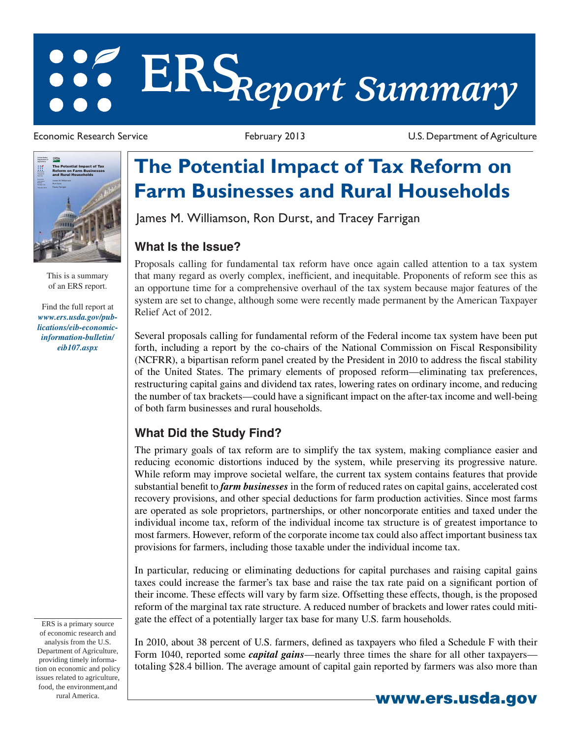# ERS *Report Summary*

Economic Research Service — February 2013 — U.S. Department of Agriculture

This is a summary of an ERS report.

Find the full report at ***www.ers.usda.gov/publications/eib-economic-information-bulletin/eib107.aspx***

# The Potential Impact of Tax Reform on Farm Businesses and Rural Households

James M. Williamson, Ron Durst, and Tracey Farrigan

## What Is the Issue?

Proposals calling for fundamental tax reform have once again called attention to a tax system that many regard as overly complex, inefficient, and inequitable. Proponents of reform see this as an opportune time for a comprehensive overhaul of the tax system because major features of the system are set to change, although some were recently made permanent by the American Taxpayer Relief Act of 2012.

Several proposals calling for fundamental reform of the Federal income tax system have been put forth, including a report by the co-chairs of the National Commission on Fiscal Responsibility (NCFRR), a bipartisan reform panel created by the President in 2010 to address the fiscal stability of the United States. The primary elements of proposed reform—eliminating tax preferences, restructuring capital gains and dividend tax rates, lowering rates on ordinary income, and reducing the number of tax brackets—could have a significant impact on the after-tax income and well-being of both farm businesses and rural households.

## What Did the Study Find?

The primary goals of tax reform are to simplify the tax system, making compliance easier and reducing economic distortions induced by the system, while preserving its progressive nature. While reform may improve societal welfare, the current tax system contains features that provide substantial benefit to ***farm businesses*** in the form of reduced rates on capital gains, accelerated cost recovery provisions, and other special deductions for farm production activities. Since most farms are operated as sole proprietors, partnerships, or other noncorporate entities and taxed under the individual income tax, reform of the individual income tax structure is of greatest importance to most farmers. However, reform of the corporate income tax could also affect important business tax provisions for farmers, including those taxable under the individual income tax.

In particular, reducing or eliminating deductions for capital purchases and raising capital gains taxes could increase the farmer's tax base and raise the tax rate paid on a significant portion of their income. These effects will vary by farm size. Offsetting these effects, though, is the proposed reform of the marginal tax rate structure. A reduced number of brackets and lower rates could mitigate the effect of a potentially larger tax base for many U.S. farm households.

In 2010, about 38 percent of U.S. farmers, defined as taxpayers who filed a Schedule F with their Form 1040, reported some ***capital gains***—nearly three times the share for all other taxpayers—totaling $28.4 billion. The average amount of capital gain reported by farmers was also more than

ERS is a primary source of economic research and analysis from the U.S. Department of Agriculture, providing timely information on economic and policy issues related to agriculture, food, the environment,and rural America.

**www.ers.usda.gov**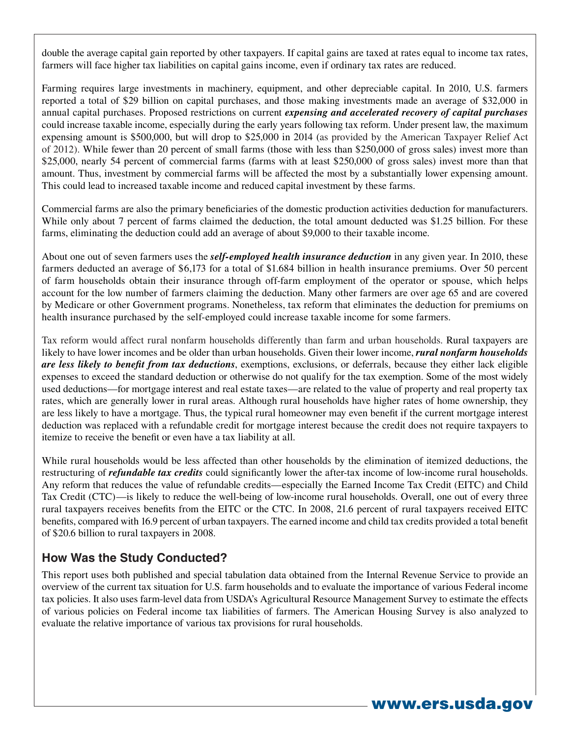double the average capital gain reported by other taxpayers. If capital gains are taxed at rates equal to income tax rates, farmers will face higher tax liabilities on capital gains income, even if ordinary tax rates are reduced.

Farming requires large investments in machinery, equipment, and other depreciable capital. In 2010, U.S. farmers reported a total of $29 billion on capital purchases, and those making investments made an average of $32,000 in annual capital purchases. Proposed restrictions on current ***expensing and accelerated recovery of capital purchases*** could increase taxable income, especially during the early years following tax reform. Under present law, the maximum expensing amount is $500,000, but will drop to $25,000 in 2014 (as provided by the American Taxpayer Relief Act of 2012). While fewer than 20 percent of small farms (those with less than $250,000 of gross sales) invest more than $25,000, nearly 54 percent of commercial farms (farms with at least $250,000 of gross sales) invest more than that amount. Thus, investment by commercial farms will be affected the most by a substantially lower expensing amount. This could lead to increased taxable income and reduced capital investment by these farms.

Commercial farms are also the primary beneficiaries of the domestic production activities deduction for manufacturers. While only about 7 percent of farms claimed the deduction, the total amount deducted was $1.25 billion. For these farms, eliminating the deduction could add an average of about $9,000 to their taxable income.

About one out of seven farmers uses the ***self-employed health insurance deduction*** in any given year. In 2010, these farmers deducted an average of $6,173 for a total of $1.684 billion in health insurance premiums. Over 50 percent of farm households obtain their insurance through off-farm employment of the operator or spouse, which helps account for the low number of farmers claiming the deduction. Many other farmers are over age 65 and are covered by Medicare or other Government programs. Nonetheless, tax reform that eliminates the deduction for premiums on health insurance purchased by the self-employed could increase taxable income for some farmers.

Tax reform would affect rural nonfarm households differently than farm and urban households. Rural taxpayers are likely to have lower incomes and be older than urban households. Given their lower income, ***rural nonfarm households are less likely to benefit from tax deductions***, exemptions, exclusions, or deferrals, because they either lack eligible expenses to exceed the standard deduction or otherwise do not qualify for the tax exemption. Some of the most widely used deductions—for mortgage interest and real estate taxes—are related to the value of property and real property tax rates, which are generally lower in rural areas. Although rural households have higher rates of home ownership, they are less likely to have a mortgage. Thus, the typical rural homeowner may even benefit if the current mortgage interest deduction was replaced with a refundable credit for mortgage interest because the credit does not require taxpayers to itemize to receive the benefit or even have a tax liability at all.

While rural households would be less affected than other households by the elimination of itemized deductions, the restructuring of ***refundable tax credits*** could significantly lower the after-tax income of low-income rural households. Any reform that reduces the value of refundable credits—especially the Earned Income Tax Credit (EITC) and Child Tax Credit (CTC)—is likely to reduce the well-being of low-income rural households. Overall, one out of every three rural taxpayers receives benefits from the EITC or the CTC. In 2008, 21.6 percent of rural taxpayers received EITC benefits, compared with 16.9 percent of urban taxpayers. The earned income and child tax credits provided a total benefit of $20.6 billion to rural taxpayers in 2008.

## How Was the Study Conducted?

This report uses both published and special tabulation data obtained from the Internal Revenue Service to provide an overview of the current tax situation for U.S. farm households and to evaluate the importance of various Federal income tax policies. It also uses farm-level data from USDA's Agricultural Resource Management Survey to estimate the effects of various policies on Federal income tax liabilities of farmers. The American Housing Survey is also analyzed to evaluate the relative importance of various tax provisions for rural households.